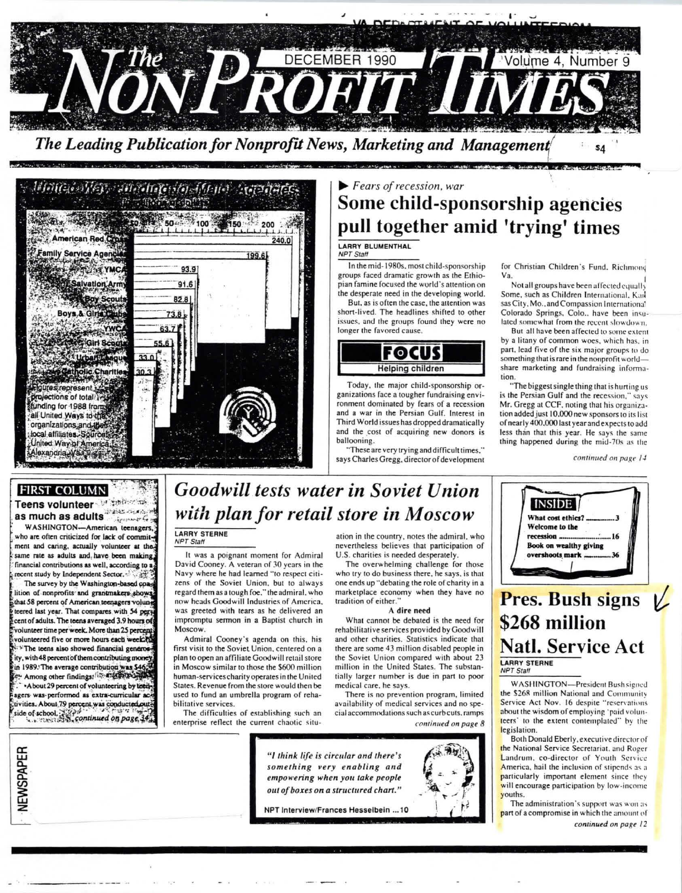# The NonProfit Times

DECEMBER 1990 — Volume 4, Number 9

*The Leading Publication for Nonprofit News, Marketing and Management* — $4

## United Way Funding for Major Agencies (in millions of dollars)

| Agency | Funding |
|---|---|
| American Red Cross | 240.0 |
| Family Service Agencies | 199.6 |
| YMCA | 93.9 |
| Salvation Army | 91.6 |
| Boy Scouts | 82.8 |
| Boys & Girls Clubs | 73.8 |
| YWCA | 63.7 |
| Girl Scouts | 55.6 |
| Urban League | 33.0 |
| Catholic Charities | 30.3 |

Figures represent projections of total funding for 1988 from all United Ways to the organizations and their local affiliates. Source: United Way of America, Alexandria, Va.

▶ *Fears of recession, war*

## Some child-sponsorship agencies pull together amid 'trying' times

**LARRY BLUMENTHAL**
*NPT Staff*

In the mid-1980s, most child-sponsorship groups faced dramatic growth as the Ethiopian famine focused the world's attention on the desperate need in the developing world.

But, as is often the case, the attention was short-lived. The headlines shifted to other issues, and the groups found they were no longer the favored cause.

**FOCUS** — Helping children

Today, the major child-sponsorship organizations face a tougher fundraising environment dominated by fears of a recession and a war in the Persian Gulf. Interest in Third World issues has dropped dramatically and the cost of acquiring new donors is ballooning.

"These are very trying and difficult times," says Charles Gregg, director of development for Christian Children's Fund, Richmond, Va.

Not all groups have been affected equally. Some, such as Children International, Kansas City, Mo., and Compassion International, Colorado Springs, Colo., have been insulated somewhat from the recent slowdown.

But all have been affected to some extent by a litany of common woes, which has, in part, lead five of the six major groups to do something that is rare in the nonprofit world—share marketing and fundraising information.

"The biggest single thing that is hurting us is the Persian Gulf and the recession," says Mr. Gregg at CCF, noting that his organization added just 10,000 new sponsors to its list of nearly 400,000 last year and expects to add less than that this year. He says the same thing happened during the mid-70s as the

*continued on page 14*

**FIRST COLUMN**

### Teens volunteer as much as adults

WASHINGTON—American teenagers, who are often criticized for lack of commitment and caring, actually volunteer at the same rate as adults and have been making financial contributions as well, according to a recent study by Independent Sector.

The survey by the Washington-based coalition of nonprofits and grantmakers shows that 58 percent of American teenagers volunteered last year. That compares with 54 percent of adults. The teens averaged 3.9 hours of volunteer time per week. More than 25 percent volunteered five or more hours each week.

The teens also showed financial generosity, with 48 percent of them contributing money in 1989. The average contribution was $46.

Among other findings:

•About 29 percent of volunteering by teenagers was performed as extra-curricular activities. About 79 percent was conducted outside of school.

*continued on page 34*

## *Goodwill tests water in Soviet Union with plan for retail store in Moscow*

**LARRY STERNE**
*NPT Staff*

It was a poignant moment for Admiral David Cooney. A veteran of 30 years in the Navy where he had learned "to respect citizens of the Soviet Union, but to always regard them as a tough foe," the admiral, who now heads Goodwill Industries of America, was greeted with tears as he delivered an impromptu sermon in a Baptist church in Moscow.

Admiral Cooney's agenda on this, his first visit to the Soviet Union, centered on a plan to open an affiliate Goodwill retail store in Moscow similar to those the $600 million human-services charity operates in the United States. Revenue from the store would then be used to fund an umbrella program of rehabilitative services.

The difficulties of establishing such an enterprise reflect the current chaotic situation in the country, notes the admiral, who nevertheless believes that participation of U.S. charities is needed desperately.

The overwhelming challenge for those who try to do business there, he says, is that one ends up "debating the role of charity in a marketplace economy when they have no tradition of either."

**A dire need**

What cannot be debated is the need for rehabilitative services provided by Goodwill and other charities. Statistics indicate that there are some 43 million disabled people in the Soviet Union compared with about 23 million in the United States. The substantially larger number is due in part to poor medical care, he says.

There is no prevention program, limited availability of medical services and no special accommodations such as curb cuts, ramps

*continued on page 8*

**INSIDE**

- What cost ethics? ............ 3
- Welcome to the recession ............ 16
- Book on wealthy giving overshoots mark ............ 36

## Pres. Bush signs $268 million Natl. Service Act

**LARRY STERNE**
*NPT Staff*

WASHINGTON—President Bush signed the $268 million National and Community Service Act Nov. 16 despite "reservations about the wisdom of employing 'paid volunteers' to the extent contemplated" by the legislation.

Both Donald Eberly, executive director of the National Service Secretariat, and Roger Landrum, co-director of Youth Service America, hail the inclusion of stipends as a particularly important element since they will encourage participation by low-income youths.

The administration's support was won as part of a compromise in which the amount of

*continued on page 12*

*"I think life is circular and there's something very enabling and empowering when you take people out of boxes on a structured chart."*

NPT Interview/Frances Hesselbein ... 10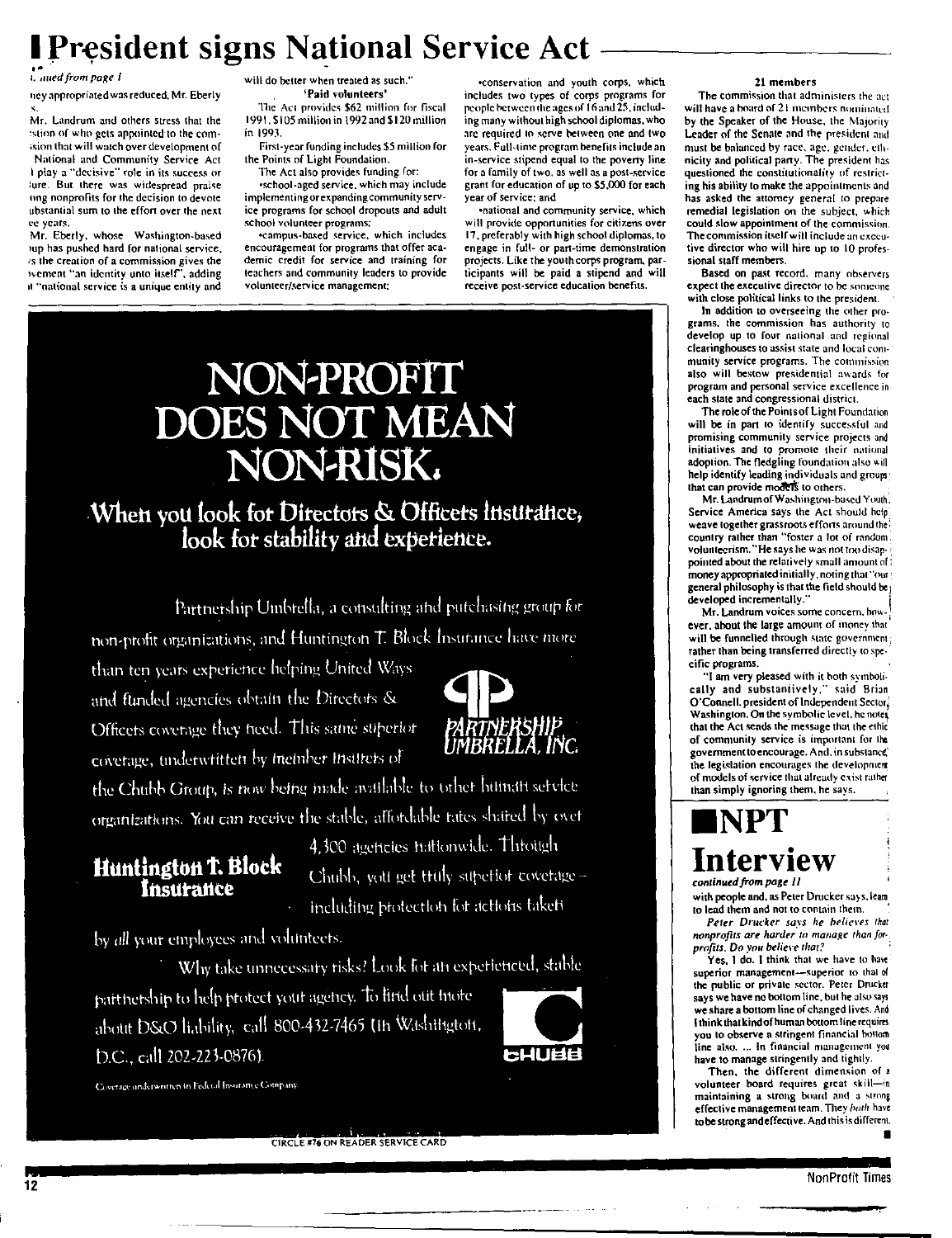# President signs National Service Act

*...nued from page 1*

...ney appropriated was reduced, Mr. Eberly s.

Mr. Landrum and others stress that the ...stion of who gets appointed to the com...ission that will watch over development of ...National and Community Service Act ...l play a "decisive" role in its success or ...lure. But there was widespread praise ...ong nonprofits for the decision to devote ...ubstantial sum to the effort over the next ...ee years.

Mr. Eberly, whose Washington-based ...oup has pushed hard for national service, ...s the creation of a commission gives the ...ovement "an identity unto itself", adding ...t "national service is a unique entity and will do better when treated as such."

### 'Paid volunteers'

The Act provides $62 million for fiscal 1991, $105 million in 1992 and $120 million in 1993.

First-year funding includes $5 million for the Points of Light Foundation.

The Act also provides funding for:

- school-aged service, which may include implementing or expanding community service programs for school dropouts and adult school volunteer programs;
- campus-based service, which includes encouragement for programs that offer academic credit for service and training for teachers and community leaders to provide volunteer/service management;
- conservation and youth corps, which includes two types of corps programs for people between the ages of 16 and 25, including many without high school diplomas, who are required to serve between one and two years. Full-time program benefits include an in-service stipend equal to the poverty line for a family of two, as well as a post-service grant for education of up to $5,000 for each year of service; and
- national and community service, which will provide opportunities for citizens over 17, preferably with high school diplomas, to engage in full- or part-time demonstration projects. Like the youth corps program, participants will be paid a stipend and will receive post-service education benefits.

### 21 members

The commission that administers the act will have a board of 21 members nominated by the Speaker of the House, the Majority Leader of the Senate and the president and must be balanced by race, age, gender, ethnicity and political party. The president has questioned the constitutionality of restricting his ability to make the appointments and has asked the attorney general to prepare remedial legislation on the subject, which could slow appointment of the commission. The commission itself will include an executive director who will hire up to 10 professional staff members.

Based on past record, many observers expect the executive director to be someone with close political links to the president.

In addition to overseeing the other programs, the commission has authority to develop up to four national and regional clearinghouses to assist state and local community service programs. The commission also will bestow presidential awards for program and personal service excellence in each state and congressional district.

The role of the Points of Light Foundation will be in part to identify successful and promising community service projects and initiatives and to promote their national adoption. The fledgling foundation also will help identify leading individuals and groups that can provide models to others.

Mr. Landrum of Washington-based Youth Service America says the Act should help weave together grassroots efforts around the country rather than "foster a lot of random volunteerism." He says he was not too disappointed about the relatively small amount of money appropriated initially, noting that "our general philosophy is that the field should be developed incrementally."

Mr. Landrum voices some concern, however, about the large amount of money that will be funnelled through state government rather than being transferred directly to specific programs.

"I am very pleased with it both symbolically and substantively," said Brian O'Connell, president of Independent Sector, Washington. On the symbolic level, he notes that the Act sends the message that the ethic of community service is important for the government to encourage. And, in substance, the legislation encourages the development of models of service that already exist rather than simply ignoring them, he says.

# NON-PROFIT DOES NOT MEAN NON-RISK.

## When you look for Directors & Officers Insurance, look for stability and experience.

Partnership Umbrella, a consulting and purchasing group for non-profit organizations, and Huntington T. Block Insurance have more than ten years experience helping United Ways and funded agencies obtain the Directors & Officers coverage they need. This same superior coverage, underwritten by member insurers of the Chubb Group, is now being made available to other human service organizations. You can receive the stable, affordable rates shared by over 4,300 agencies nationwide. Through Chubb, you get truly superior coverage – including protection for actions taken by *all* your employees and volunteers.

Why take unnecessary risks? Look for an experienced, stable partnership to help protect your agency. To find out more about D&O liability, call 800-432-7465 (In Washington, D.C., call 202-223-0876).

PARTNERSHIP UMBRELLA, INC.

Huntington T. Block Insurance

CHUBB

Coverage underwritten by Federal Insurance Company.

CIRCLE #76 ON READER SERVICE CARD

# NPT Interview

*continued from page 11*

with people and, as Peter Drucker says, learn to lead them and not to contain them.

*Peter Drucker says he believes that nonprofits are harder to manage than for-profits. Do you believe that?*

Yes, I do. I think that we have to have superior management—superior to that of the public or private sector. Peter Drucker says we have no bottom line, but he also says we share a bottom line of changed lives. And I think that kind of human bottom line requires you to observe a stringent financial bottom line also. ... In financial management you have to manage stringently and tightly.

Then, the different dimension of a volunteer board requires great skill—in maintaining a strong board and a strong effective management team. They *both* have to be strong and effective. And this is different.